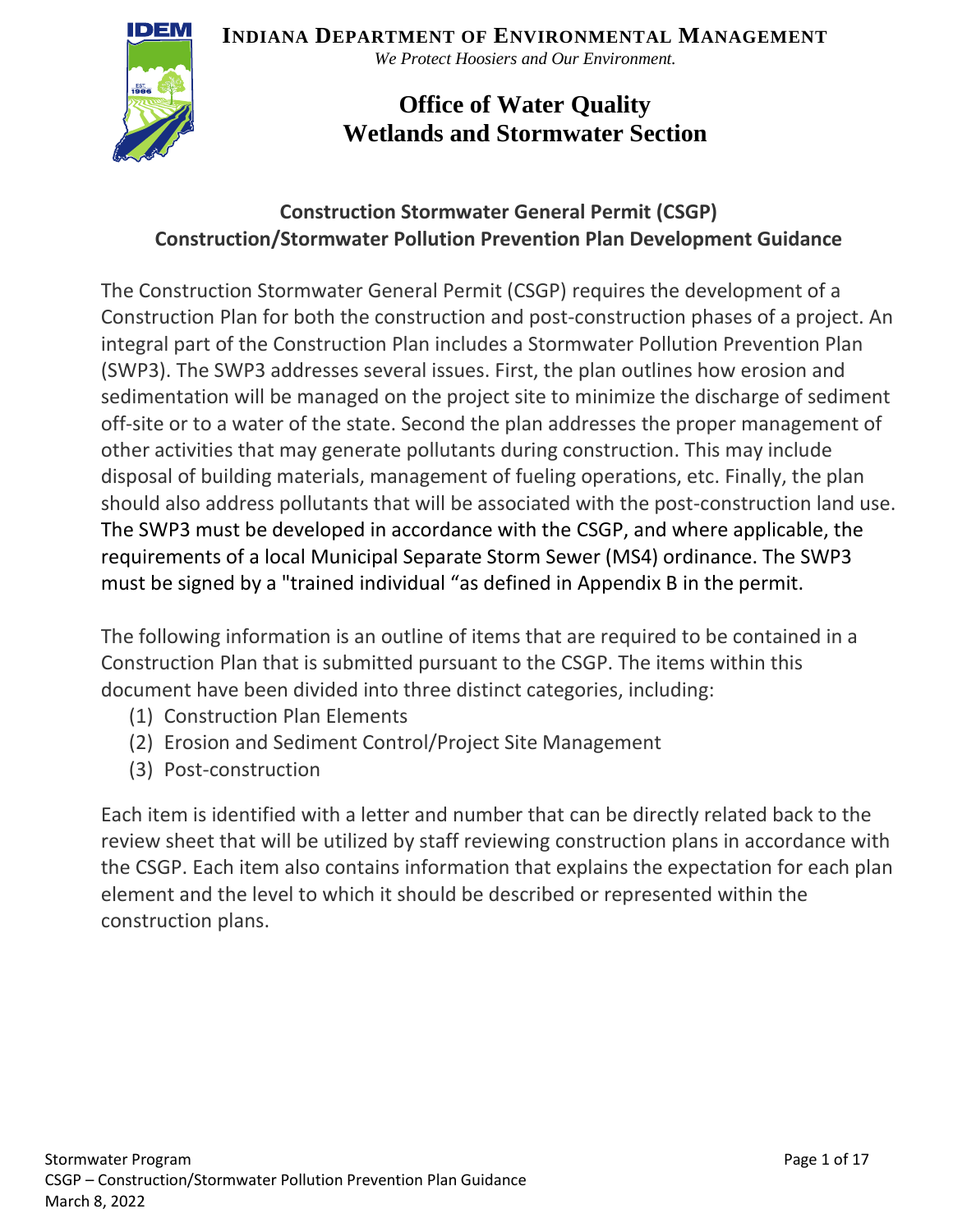**Indiana Department of Environmental Management**

*We Protect Hoosiers and Our Environment.*

# Office of Water Quality
# Wetlands and Stormwater Section

## Construction Stormwater General Permit (CSGP)
## Construction/Stormwater Pollution Prevention Plan Development Guidance

The Construction Stormwater General Permit (CSGP) requires the development of a Construction Plan for both the construction and post-construction phases of a project. An integral part of the Construction Plan includes a Stormwater Pollution Prevention Plan (SWP3). The SWP3 addresses several issues. First, the plan outlines how erosion and sedimentation will be managed on the project site to minimize the discharge of sediment off-site or to a water of the state. Second the plan addresses the proper management of other activities that may generate pollutants during construction. This may include disposal of building materials, management of fueling operations, etc. Finally, the plan should also address pollutants that will be associated with the post-construction land use. The SWP3 must be developed in accordance with the CSGP, and where applicable, the requirements of a local Municipal Separate Storm Sewer (MS4) ordinance. The SWP3 must be signed by a "trained individual "as defined in Appendix B in the permit.

The following information is an outline of items that are required to be contained in a Construction Plan that is submitted pursuant to the CSGP. The items within this document have been divided into three distinct categories, including:

(1) Construction Plan Elements
(2) Erosion and Sediment Control/Project Site Management
(3) Post-construction

Each item is identified with a letter and number that can be directly related back to the review sheet that will be utilized by staff reviewing construction plans in accordance with the CSGP. Each item also contains information that explains the expectation for each plan element and the level to which it should be described or represented within the construction plans.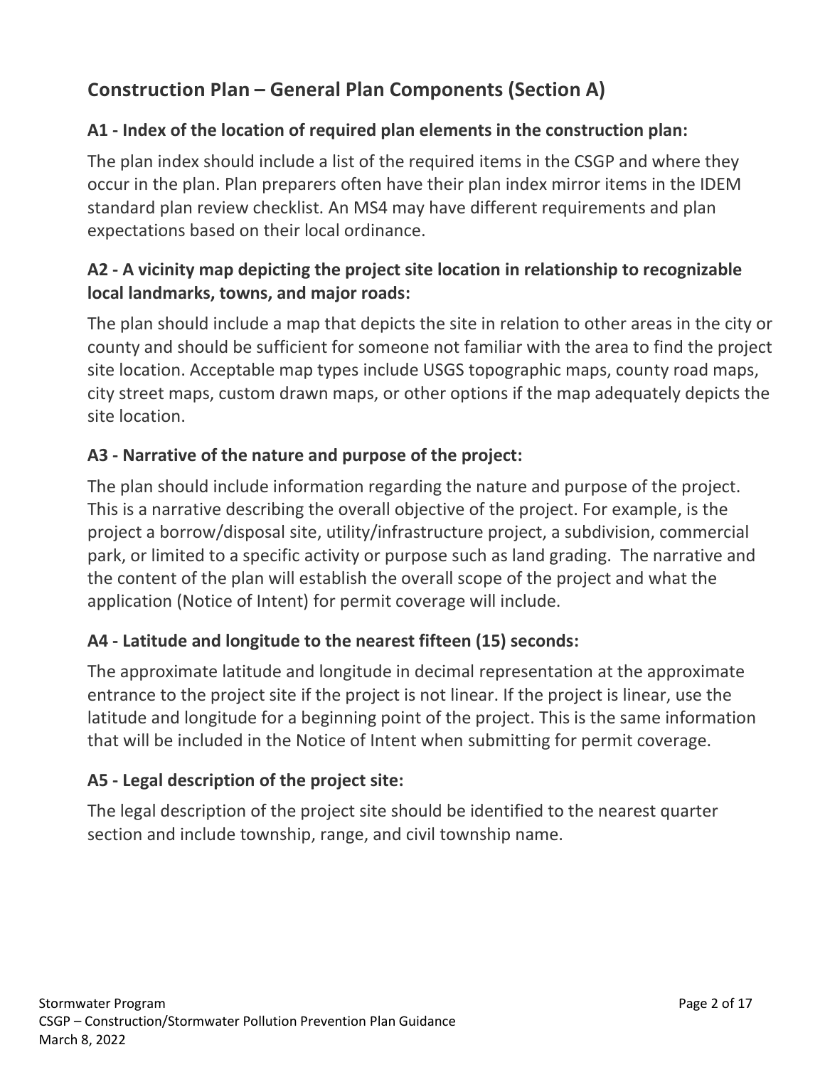## Construction Plan – General Plan Components (Section A)

### A1 - Index of the location of required plan elements in the construction plan:

The plan index should include a list of the required items in the CSGP and where they occur in the plan. Plan preparers often have their plan index mirror items in the IDEM standard plan review checklist. An MS4 may have different requirements and plan expectations based on their local ordinance.

### A2 - A vicinity map depicting the project site location in relationship to recognizable local landmarks, towns, and major roads:

The plan should include a map that depicts the site in relation to other areas in the city or county and should be sufficient for someone not familiar with the area to find the project site location. Acceptable map types include USGS topographic maps, county road maps, city street maps, custom drawn maps, or other options if the map adequately depicts the site location.

### A3 - Narrative of the nature and purpose of the project:

The plan should include information regarding the nature and purpose of the project. This is a narrative describing the overall objective of the project. For example, is the project a borrow/disposal site, utility/infrastructure project, a subdivision, commercial park, or limited to a specific activity or purpose such as land grading. The narrative and the content of the plan will establish the overall scope of the project and what the application (Notice of Intent) for permit coverage will include.

### A4 - Latitude and longitude to the nearest fifteen (15) seconds:

The approximate latitude and longitude in decimal representation at the approximate entrance to the project site if the project is not linear. If the project is linear, use the latitude and longitude for a beginning point of the project. This is the same information that will be included in the Notice of Intent when submitting for permit coverage.

### A5 - Legal description of the project site:

The legal description of the project site should be identified to the nearest quarter section and include township, range, and civil township name.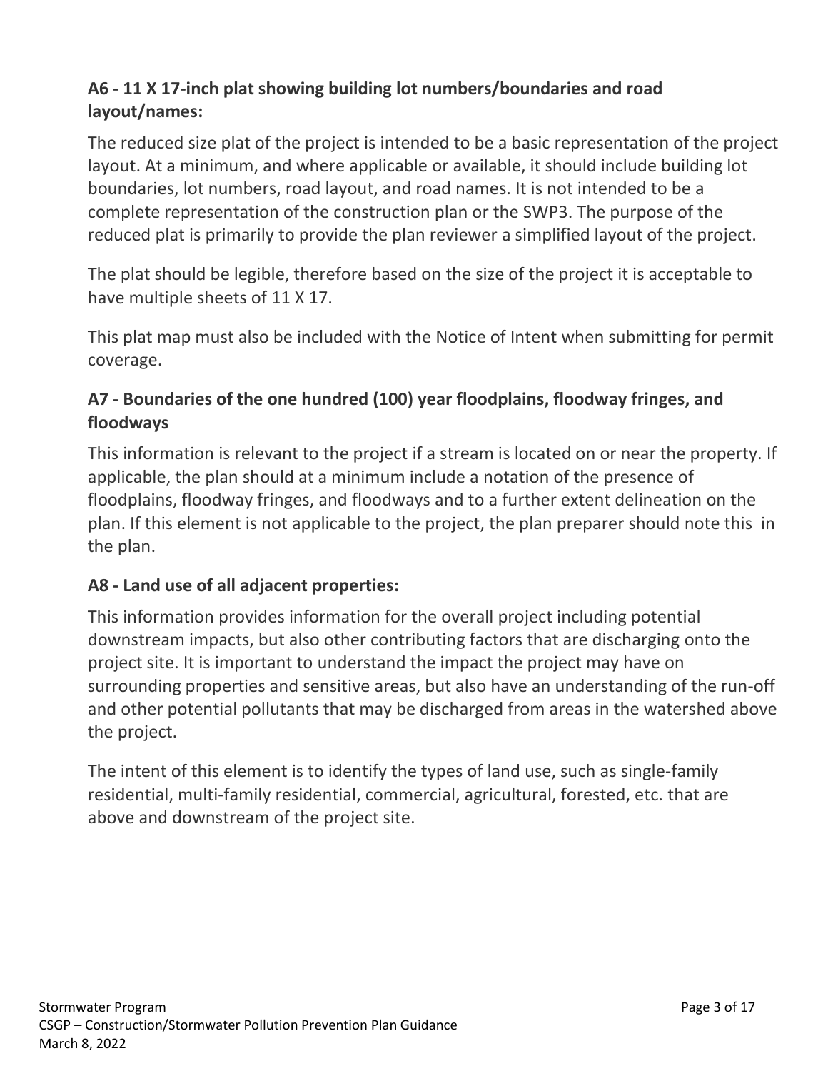### A6 - 11 X 17-inch plat showing building lot numbers/boundaries and road layout/names:

The reduced size plat of the project is intended to be a basic representation of the project layout. At a minimum, and where applicable or available, it should include building lot boundaries, lot numbers, road layout, and road names. It is not intended to be a complete representation of the construction plan or the SWP3. The purpose of the reduced plat is primarily to provide the plan reviewer a simplified layout of the project.

The plat should be legible, therefore based on the size of the project it is acceptable to have multiple sheets of 11 X 17.

This plat map must also be included with the Notice of Intent when submitting for permit coverage.

### A7 - Boundaries of the one hundred (100) year floodplains, floodway fringes, and floodways

This information is relevant to the project if a stream is located on or near the property. If applicable, the plan should at a minimum include a notation of the presence of floodplains, floodway fringes, and floodways and to a further extent delineation on the plan. If this element is not applicable to the project, the plan preparer should note this in the plan.

### A8 - Land use of all adjacent properties:

This information provides information for the overall project including potential downstream impacts, but also other contributing factors that are discharging onto the project site. It is important to understand the impact the project may have on surrounding properties and sensitive areas, but also have an understanding of the run-off and other potential pollutants that may be discharged from areas in the watershed above the project.

The intent of this element is to identify the types of land use, such as single-family residential, multi-family residential, commercial, agricultural, forested, etc. that are above and downstream of the project site.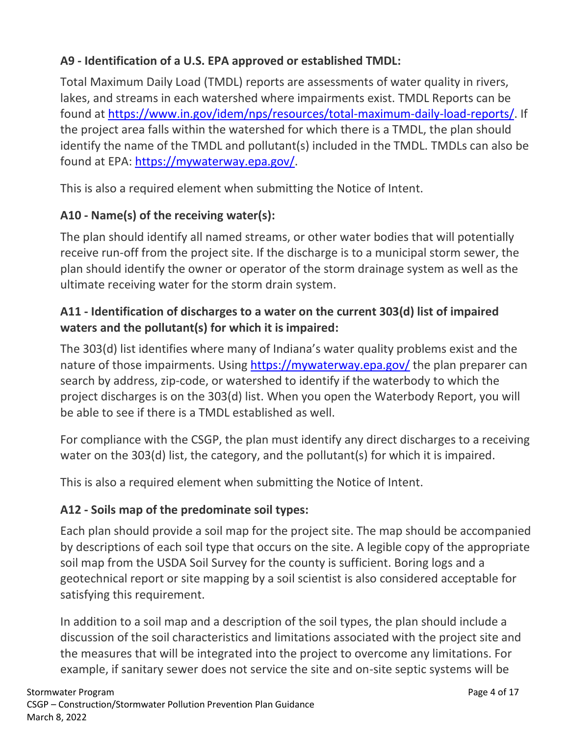### A9 - Identification of a U.S. EPA approved or established TMDL:

Total Maximum Daily Load (TMDL) reports are assessments of water quality in rivers, lakes, and streams in each watershed where impairments exist. TMDL Reports can be found at https://www.in.gov/idem/nps/resources/total-maximum-daily-load-reports/. If the project area falls within the watershed for which there is a TMDL, the plan should identify the name of the TMDL and pollutant(s) included in the TMDL. TMDLs can also be found at EPA: https://mywaterway.epa.gov/.

This is also a required element when submitting the Notice of Intent.

### A10 - Name(s) of the receiving water(s):

The plan should identify all named streams, or other water bodies that will potentially receive run-off from the project site. If the discharge is to a municipal storm sewer, the plan should identify the owner or operator of the storm drainage system as well as the ultimate receiving water for the storm drain system.

### A11 - Identification of discharges to a water on the current 303(d) list of impaired waters and the pollutant(s) for which it is impaired:

The 303(d) list identifies where many of Indiana's water quality problems exist and the nature of those impairments. Using https://mywaterway.epa.gov/ the plan preparer can search by address, zip-code, or watershed to identify if the waterbody to which the project discharges is on the 303(d) list. When you open the Waterbody Report, you will be able to see if there is a TMDL established as well.

For compliance with the CSGP, the plan must identify any direct discharges to a receiving water on the 303(d) list, the category, and the pollutant(s) for which it is impaired.

This is also a required element when submitting the Notice of Intent.

### A12 - Soils map of the predominate soil types:

Each plan should provide a soil map for the project site. The map should be accompanied by descriptions of each soil type that occurs on the site. A legible copy of the appropriate soil map from the USDA Soil Survey for the county is sufficient. Boring logs and a geotechnical report or site mapping by a soil scientist is also considered acceptable for satisfying this requirement.

In addition to a soil map and a description of the soil types, the plan should include a discussion of the soil characteristics and limitations associated with the project site and the measures that will be integrated into the project to overcome any limitations. For example, if sanitary sewer does not service the site and on-site septic systems will be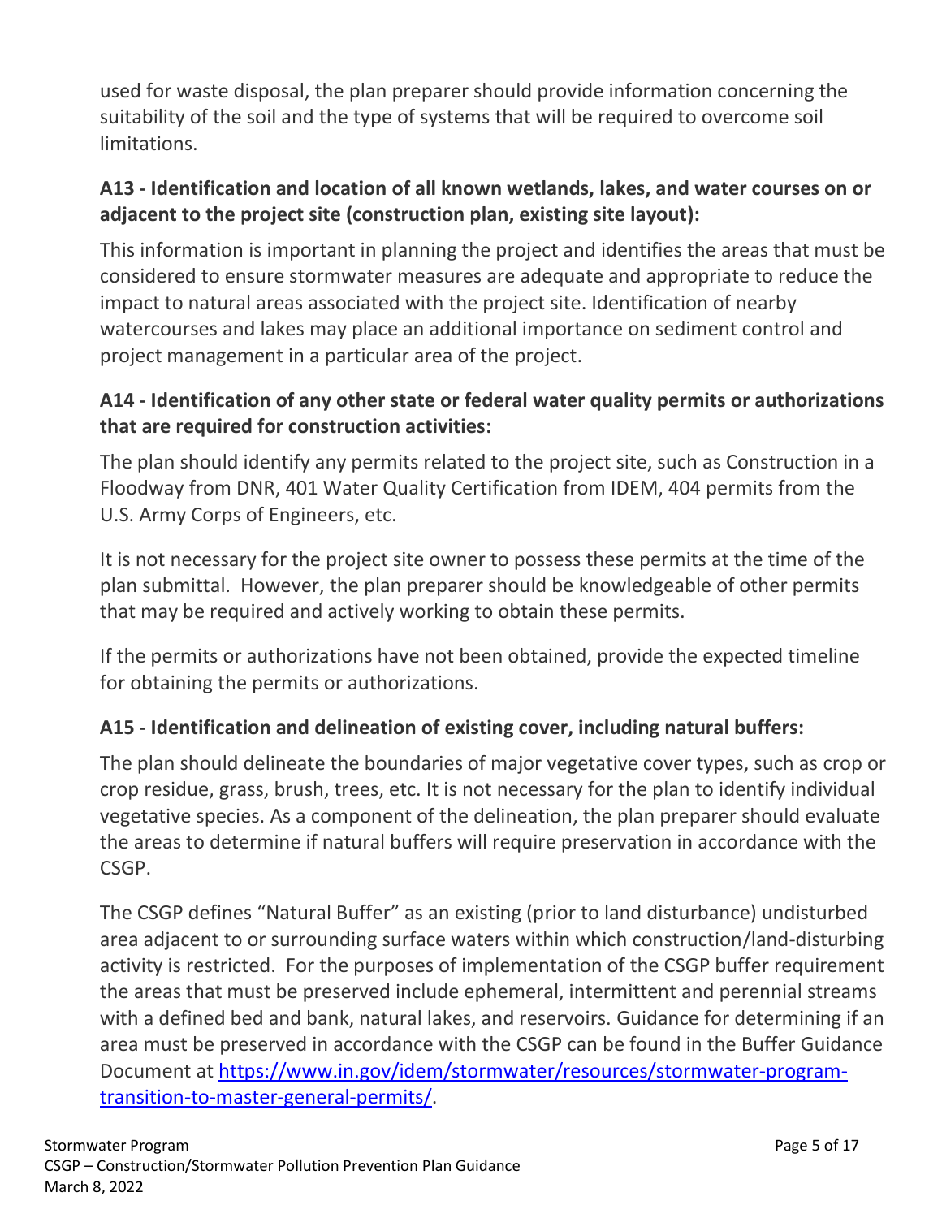used for waste disposal, the plan preparer should provide information concerning the suitability of the soil and the type of systems that will be required to overcome soil limitations.

### A13 - Identification and location of all known wetlands, lakes, and water courses on or adjacent to the project site (construction plan, existing site layout):

This information is important in planning the project and identifies the areas that must be considered to ensure stormwater measures are adequate and appropriate to reduce the impact to natural areas associated with the project site. Identification of nearby watercourses and lakes may place an additional importance on sediment control and project management in a particular area of the project.

### A14 - Identification of any other state or federal water quality permits or authorizations that are required for construction activities:

The plan should identify any permits related to the project site, such as Construction in a Floodway from DNR, 401 Water Quality Certification from IDEM, 404 permits from the U.S. Army Corps of Engineers, etc.

It is not necessary for the project site owner to possess these permits at the time of the plan submittal. However, the plan preparer should be knowledgeable of other permits that may be required and actively working to obtain these permits.

If the permits or authorizations have not been obtained, provide the expected timeline for obtaining the permits or authorizations.

### A15 - Identification and delineation of existing cover, including natural buffers:

The plan should delineate the boundaries of major vegetative cover types, such as crop or crop residue, grass, brush, trees, etc. It is not necessary for the plan to identify individual vegetative species. As a component of the delineation, the plan preparer should evaluate the areas to determine if natural buffers will require preservation in accordance with the CSGP.

The CSGP defines "Natural Buffer" as an existing (prior to land disturbance) undisturbed area adjacent to or surrounding surface waters within which construction/land-disturbing activity is restricted. For the purposes of implementation of the CSGP buffer requirement the areas that must be preserved include ephemeral, intermittent and perennial streams with a defined bed and bank, natural lakes, and reservoirs. Guidance for determining if an area must be preserved in accordance with the CSGP can be found in the Buffer Guidance Document at [https://www.in.gov/idem/stormwater/resources/stormwater-program-transition-to-master-general-permits/](https://www.in.gov/idem/stormwater/resources/stormwater-program-transition-to-master-general-permits/).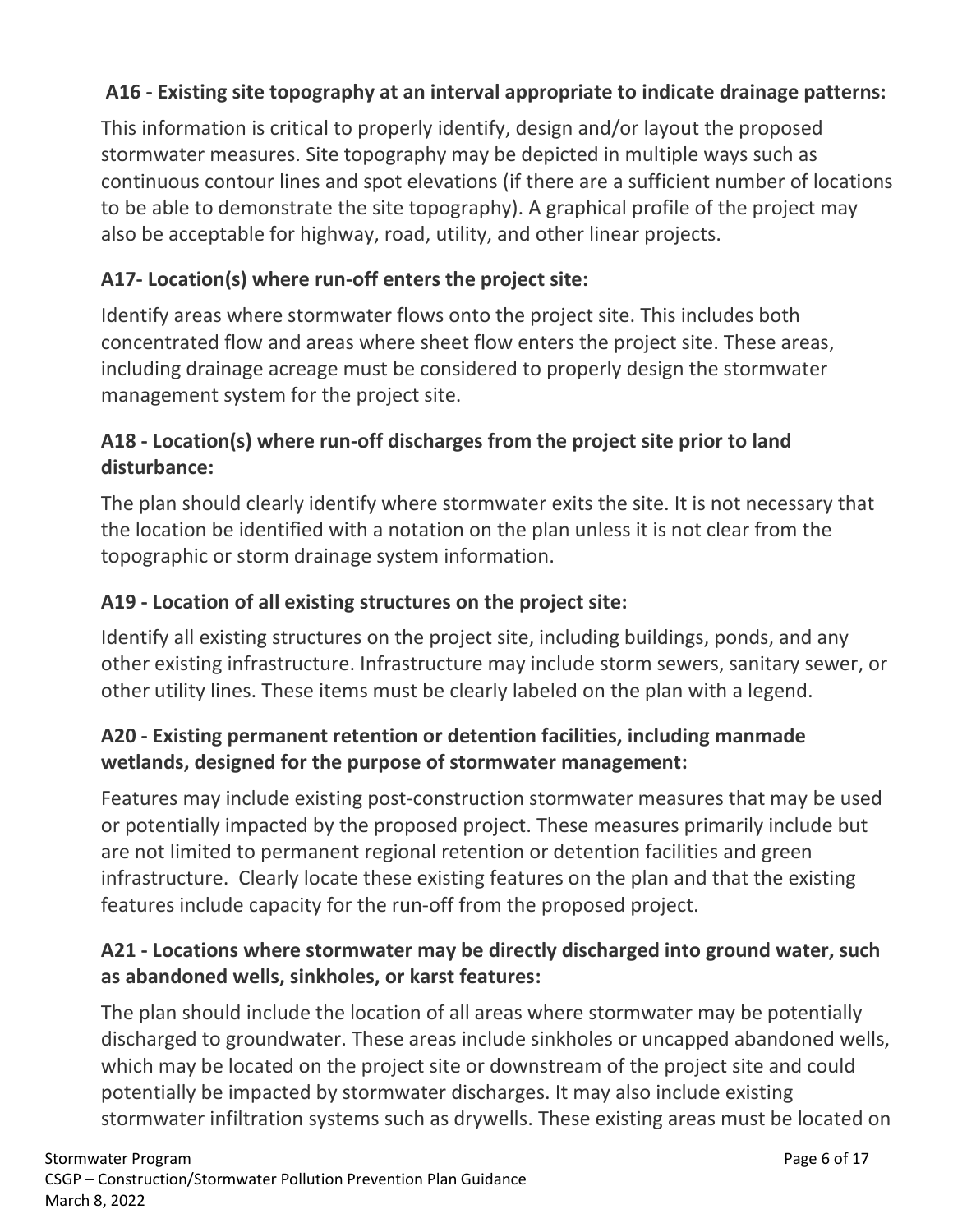**A16 - Existing site topography at an interval appropriate to indicate drainage patterns:**

This information is critical to properly identify, design and/or layout the proposed stormwater measures. Site topography may be depicted in multiple ways such as continuous contour lines and spot elevations (if there are a sufficient number of locations to be able to demonstrate the site topography). A graphical profile of the project may also be acceptable for highway, road, utility, and other linear projects.

**A17- Location(s) where run-off enters the project site:**

Identify areas where stormwater flows onto the project site. This includes both concentrated flow and areas where sheet flow enters the project site. These areas, including drainage acreage must be considered to properly design the stormwater management system for the project site.

**A18 - Location(s) where run-off discharges from the project site prior to land disturbance:**

The plan should clearly identify where stormwater exits the site. It is not necessary that the location be identified with a notation on the plan unless it is not clear from the topographic or storm drainage system information.

**A19 - Location of all existing structures on the project site:**

Identify all existing structures on the project site, including buildings, ponds, and any other existing infrastructure. Infrastructure may include storm sewers, sanitary sewer, or other utility lines. These items must be clearly labeled on the plan with a legend.

**A20 - Existing permanent retention or detention facilities, including manmade wetlands, designed for the purpose of stormwater management:**

Features may include existing post-construction stormwater measures that may be used or potentially impacted by the proposed project. These measures primarily include but are not limited to permanent regional retention or detention facilities and green infrastructure. Clearly locate these existing features on the plan and that the existing features include capacity for the run-off from the proposed project.

**A21 - Locations where stormwater may be directly discharged into ground water, such as abandoned wells, sinkholes, or karst features:**

The plan should include the location of all areas where stormwater may be potentially discharged to groundwater. These areas include sinkholes or uncapped abandoned wells, which may be located on the project site or downstream of the project site and could potentially be impacted by stormwater discharges. It may also include existing stormwater infiltration systems such as drywells. These existing areas must be located on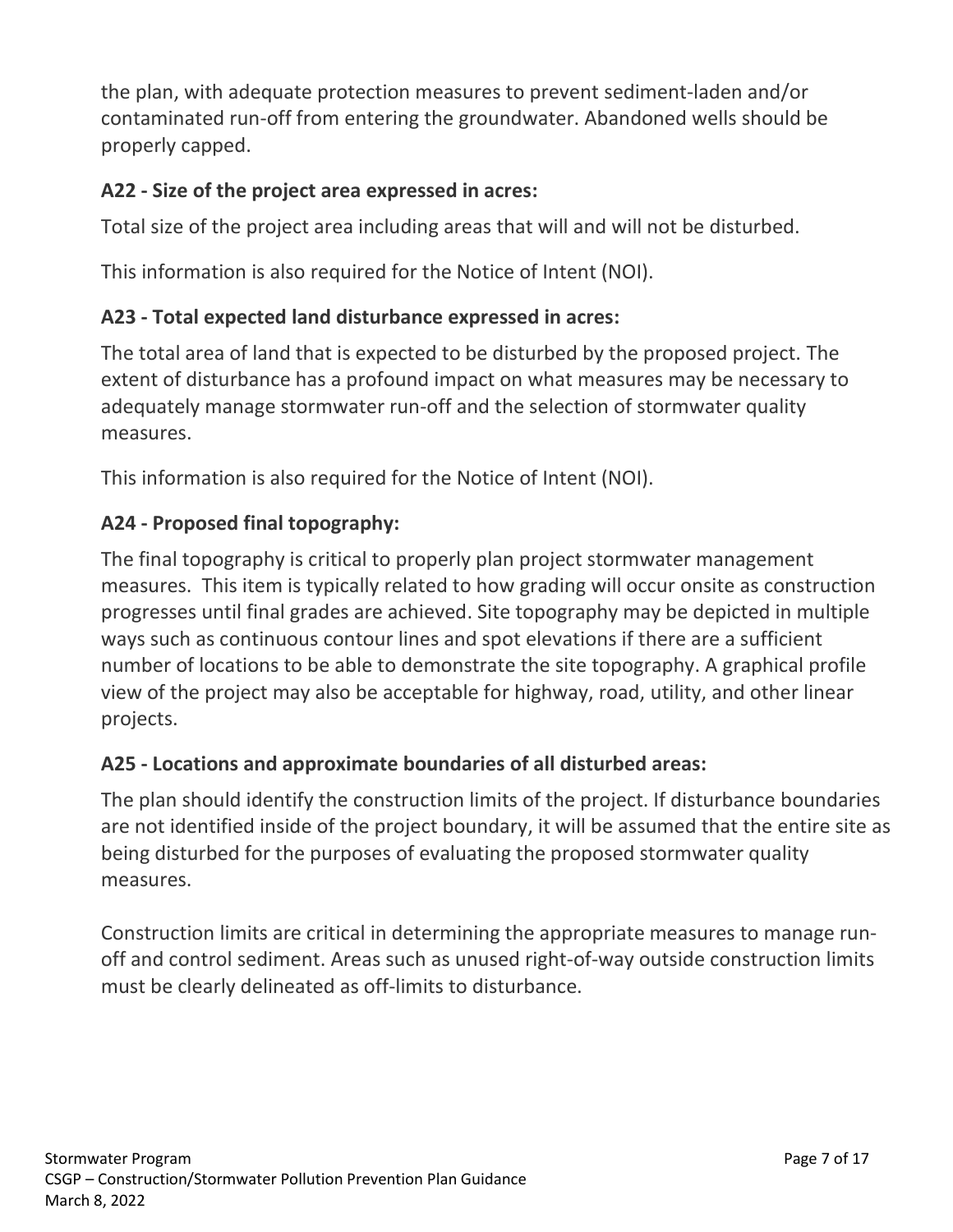the plan, with adequate protection measures to prevent sediment-laden and/or contaminated run-off from entering the groundwater. Abandoned wells should be properly capped.

### A22 - Size of the project area expressed in acres:

Total size of the project area including areas that will and will not be disturbed.

This information is also required for the Notice of Intent (NOI).

### A23 - Total expected land disturbance expressed in acres:

The total area of land that is expected to be disturbed by the proposed project. The extent of disturbance has a profound impact on what measures may be necessary to adequately manage stormwater run-off and the selection of stormwater quality measures.

This information is also required for the Notice of Intent (NOI).

### A24 - Proposed final topography:

The final topography is critical to properly plan project stormwater management measures. This item is typically related to how grading will occur onsite as construction progresses until final grades are achieved. Site topography may be depicted in multiple ways such as continuous contour lines and spot elevations if there are a sufficient number of locations to be able to demonstrate the site topography. A graphical profile view of the project may also be acceptable for highway, road, utility, and other linear projects.

### A25 - Locations and approximate boundaries of all disturbed areas:

The plan should identify the construction limits of the project. If disturbance boundaries are not identified inside of the project boundary, it will be assumed that the entire site as being disturbed for the purposes of evaluating the proposed stormwater quality measures.

Construction limits are critical in determining the appropriate measures to manage run-off and control sediment. Areas such as unused right-of-way outside construction limits must be clearly delineated as off-limits to disturbance.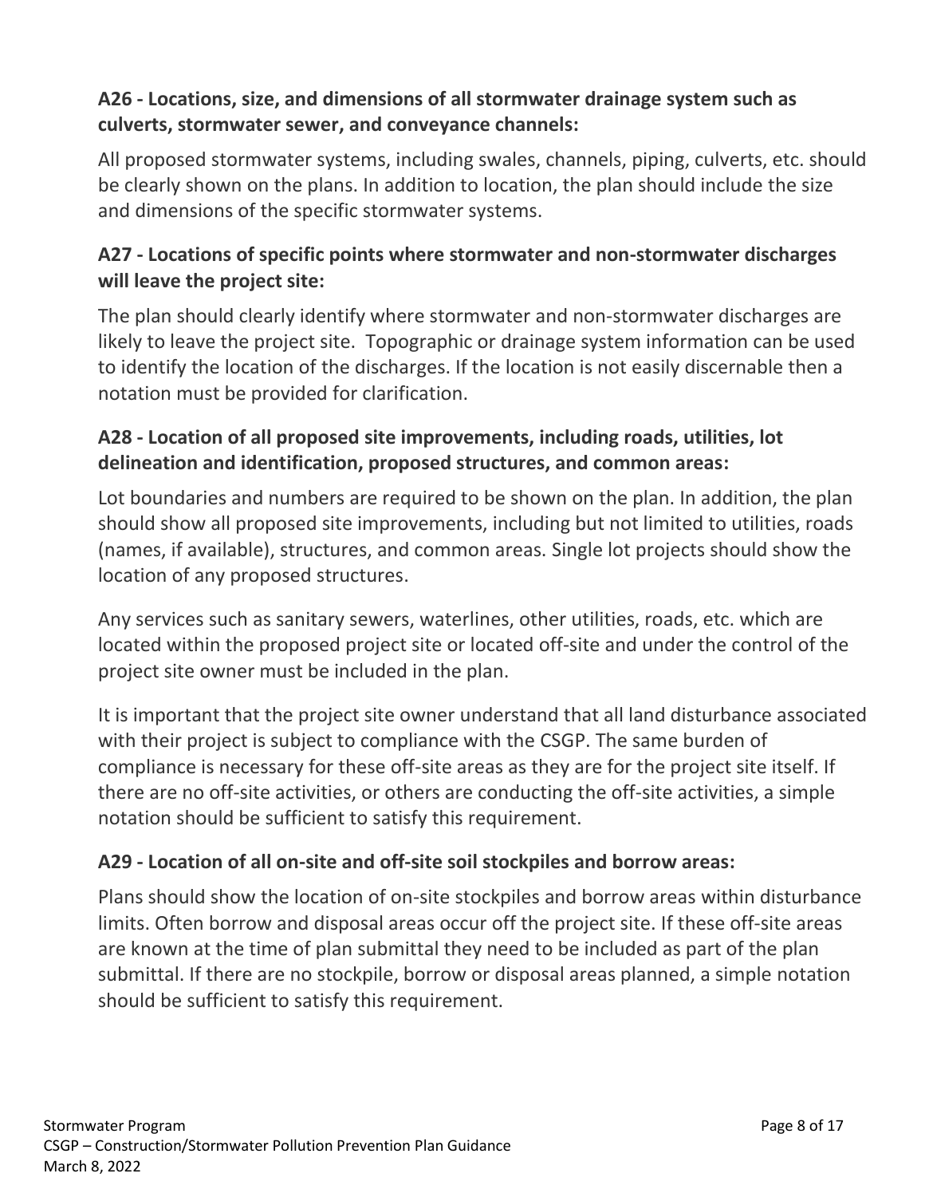### A26 - Locations, size, and dimensions of all stormwater drainage system such as culverts, stormwater sewer, and conveyance channels:

All proposed stormwater systems, including swales, channels, piping, culverts, etc. should be clearly shown on the plans. In addition to location, the plan should include the size and dimensions of the specific stormwater systems.

### A27 - Locations of specific points where stormwater and non-stormwater discharges will leave the project site:

The plan should clearly identify where stormwater and non-stormwater discharges are likely to leave the project site. Topographic or drainage system information can be used to identify the location of the discharges. If the location is not easily discernable then a notation must be provided for clarification.

### A28 - Location of all proposed site improvements, including roads, utilities, lot delineation and identification, proposed structures, and common areas:

Lot boundaries and numbers are required to be shown on the plan. In addition, the plan should show all proposed site improvements, including but not limited to utilities, roads (names, if available), structures, and common areas. Single lot projects should show the location of any proposed structures.

Any services such as sanitary sewers, waterlines, other utilities, roads, etc. which are located within the proposed project site or located off-site and under the control of the project site owner must be included in the plan.

It is important that the project site owner understand that all land disturbance associated with their project is subject to compliance with the CSGP. The same burden of compliance is necessary for these off-site areas as they are for the project site itself. If there are no off-site activities, or others are conducting the off-site activities, a simple notation should be sufficient to satisfy this requirement.

### A29 - Location of all on-site and off-site soil stockpiles and borrow areas:

Plans should show the location of on-site stockpiles and borrow areas within disturbance limits. Often borrow and disposal areas occur off the project site. If these off-site areas are known at the time of plan submittal they need to be included as part of the plan submittal. If there are no stockpile, borrow or disposal areas planned, a simple notation should be sufficient to satisfy this requirement.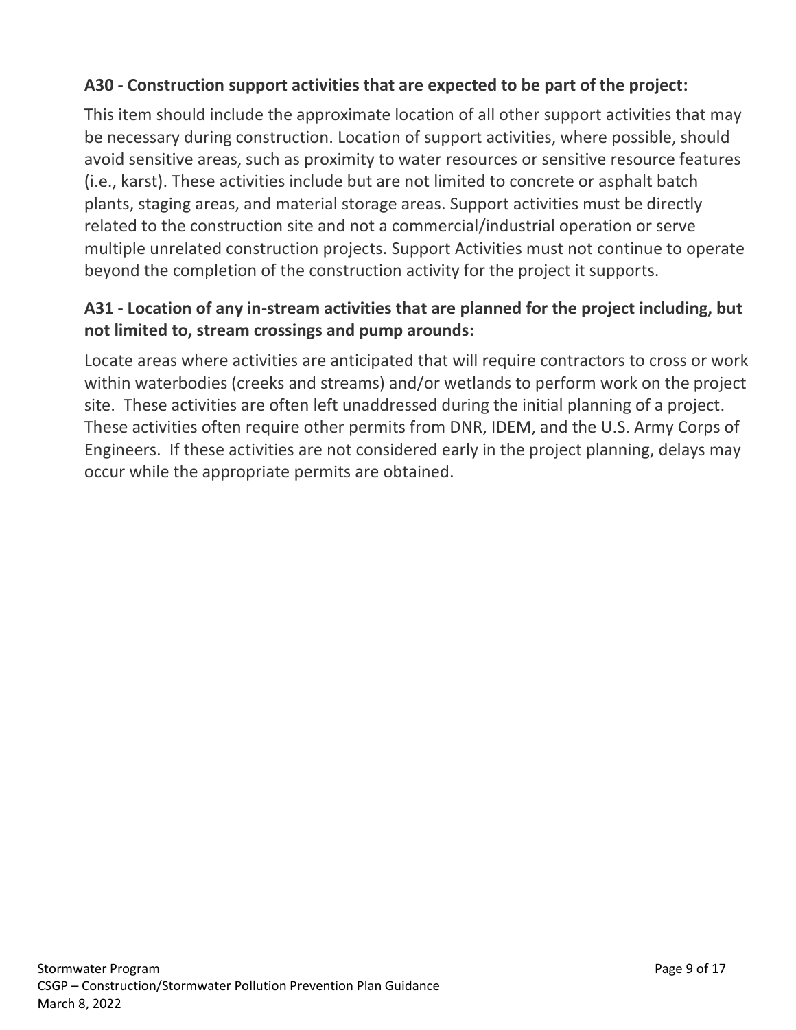**A30 - Construction support activities that are expected to be part of the project:**

This item should include the approximate location of all other support activities that may be necessary during construction. Location of support activities, where possible, should avoid sensitive areas, such as proximity to water resources or sensitive resource features (i.e., karst). These activities include but are not limited to concrete or asphalt batch plants, staging areas, and material storage areas. Support activities must be directly related to the construction site and not a commercial/industrial operation or serve multiple unrelated construction projects. Support Activities must not continue to operate beyond the completion of the construction activity for the project it supports.

**A31 - Location of any in-stream activities that are planned for the project including, but not limited to, stream crossings and pump arounds:**

Locate areas where activities are anticipated that will require contractors to cross or work within waterbodies (creeks and streams) and/or wetlands to perform work on the project site. These activities are often left unaddressed during the initial planning of a project. These activities often require other permits from DNR, IDEM, and the U.S. Army Corps of Engineers. If these activities are not considered early in the project planning, delays may occur while the appropriate permits are obtained.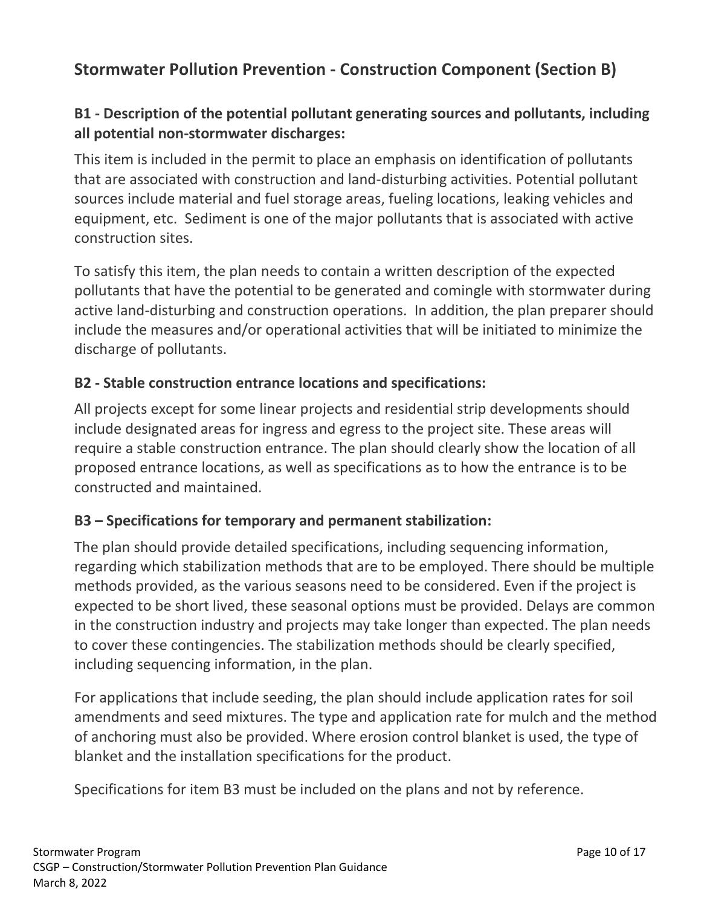## Stormwater Pollution Prevention - Construction Component (Section B)

### B1 - Description of the potential pollutant generating sources and pollutants, including all potential non-stormwater discharges:

This item is included in the permit to place an emphasis on identification of pollutants that are associated with construction and land-disturbing activities. Potential pollutant sources include material and fuel storage areas, fueling locations, leaking vehicles and equipment, etc. Sediment is one of the major pollutants that is associated with active construction sites.

To satisfy this item, the plan needs to contain a written description of the expected pollutants that have the potential to be generated and comingle with stormwater during active land-disturbing and construction operations. In addition, the plan preparer should include the measures and/or operational activities that will be initiated to minimize the discharge of pollutants.

### B2 - Stable construction entrance locations and specifications:

All projects except for some linear projects and residential strip developments should include designated areas for ingress and egress to the project site. These areas will require a stable construction entrance. The plan should clearly show the location of all proposed entrance locations, as well as specifications as to how the entrance is to be constructed and maintained.

### B3 – Specifications for temporary and permanent stabilization:

The plan should provide detailed specifications, including sequencing information, regarding which stabilization methods that are to be employed. There should be multiple methods provided, as the various seasons need to be considered. Even if the project is expected to be short lived, these seasonal options must be provided. Delays are common in the construction industry and projects may take longer than expected. The plan needs to cover these contingencies. The stabilization methods should be clearly specified, including sequencing information, in the plan.

For applications that include seeding, the plan should include application rates for soil amendments and seed mixtures. The type and application rate for mulch and the method of anchoring must also be provided. Where erosion control blanket is used, the type of blanket and the installation specifications for the product.

Specifications for item B3 must be included on the plans and not by reference.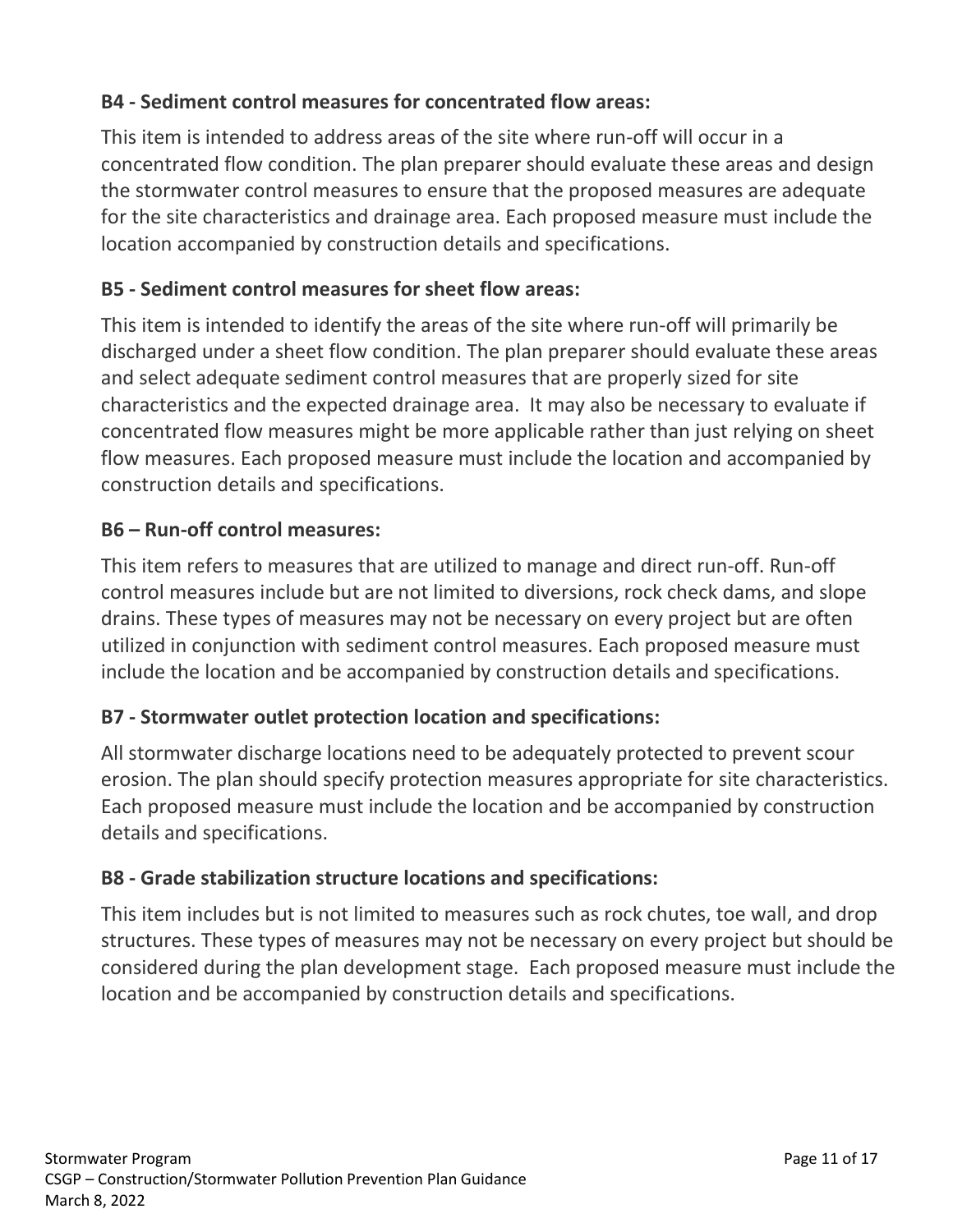**B4 - Sediment control measures for concentrated flow areas:**

This item is intended to address areas of the site where run-off will occur in a concentrated flow condition. The plan preparer should evaluate these areas and design the stormwater control measures to ensure that the proposed measures are adequate for the site characteristics and drainage area. Each proposed measure must include the location accompanied by construction details and specifications.

**B5 - Sediment control measures for sheet flow areas:**

This item is intended to identify the areas of the site where run-off will primarily be discharged under a sheet flow condition. The plan preparer should evaluate these areas and select adequate sediment control measures that are properly sized for site characteristics and the expected drainage area. It may also be necessary to evaluate if concentrated flow measures might be more applicable rather than just relying on sheet flow measures. Each proposed measure must include the location and accompanied by construction details and specifications.

**B6 – Run-off control measures:**

This item refers to measures that are utilized to manage and direct run-off. Run-off control measures include but are not limited to diversions, rock check dams, and slope drains. These types of measures may not be necessary on every project but are often utilized in conjunction with sediment control measures. Each proposed measure must include the location and be accompanied by construction details and specifications.

**B7 - Stormwater outlet protection location and specifications:**

All stormwater discharge locations need to be adequately protected to prevent scour erosion. The plan should specify protection measures appropriate for site characteristics. Each proposed measure must include the location and be accompanied by construction details and specifications.

**B8 - Grade stabilization structure locations and specifications:**

This item includes but is not limited to measures such as rock chutes, toe wall, and drop structures. These types of measures may not be necessary on every project but should be considered during the plan development stage. Each proposed measure must include the location and be accompanied by construction details and specifications.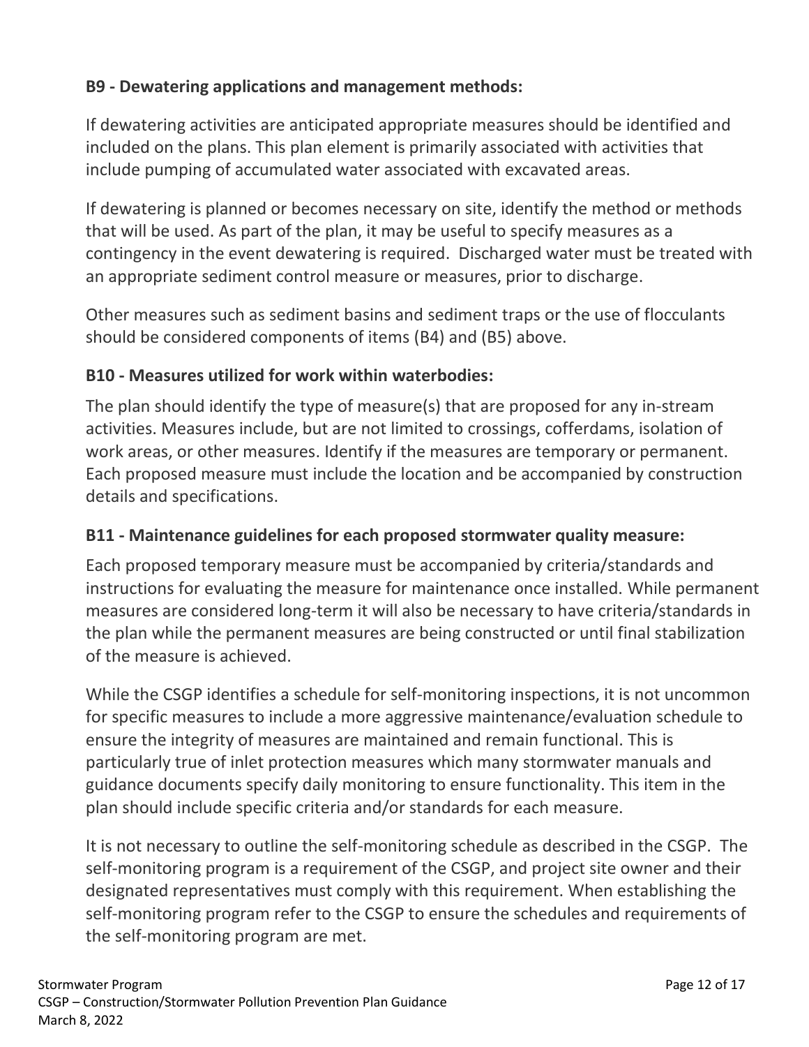### B9 - Dewatering applications and management methods:

If dewatering activities are anticipated appropriate measures should be identified and included on the plans. This plan element is primarily associated with activities that include pumping of accumulated water associated with excavated areas.

If dewatering is planned or becomes necessary on site, identify the method or methods that will be used. As part of the plan, it may be useful to specify measures as a contingency in the event dewatering is required. Discharged water must be treated with an appropriate sediment control measure or measures, prior to discharge.

Other measures such as sediment basins and sediment traps or the use of flocculants should be considered components of items (B4) and (B5) above.

### B10 - Measures utilized for work within waterbodies:

The plan should identify the type of measure(s) that are proposed for any in-stream activities. Measures include, but are not limited to crossings, cofferdams, isolation of work areas, or other measures. Identify if the measures are temporary or permanent. Each proposed measure must include the location and be accompanied by construction details and specifications.

### B11 - Maintenance guidelines for each proposed stormwater quality measure:

Each proposed temporary measure must be accompanied by criteria/standards and instructions for evaluating the measure for maintenance once installed. While permanent measures are considered long-term it will also be necessary to have criteria/standards in the plan while the permanent measures are being constructed or until final stabilization of the measure is achieved.

While the CSGP identifies a schedule for self-monitoring inspections, it is not uncommon for specific measures to include a more aggressive maintenance/evaluation schedule to ensure the integrity of measures are maintained and remain functional. This is particularly true of inlet protection measures which many stormwater manuals and guidance documents specify daily monitoring to ensure functionality. This item in the plan should include specific criteria and/or standards for each measure.

It is not necessary to outline the self-monitoring schedule as described in the CSGP. The self-monitoring program is a requirement of the CSGP, and project site owner and their designated representatives must comply with this requirement. When establishing the self-monitoring program refer to the CSGP to ensure the schedules and requirements of the self-monitoring program are met.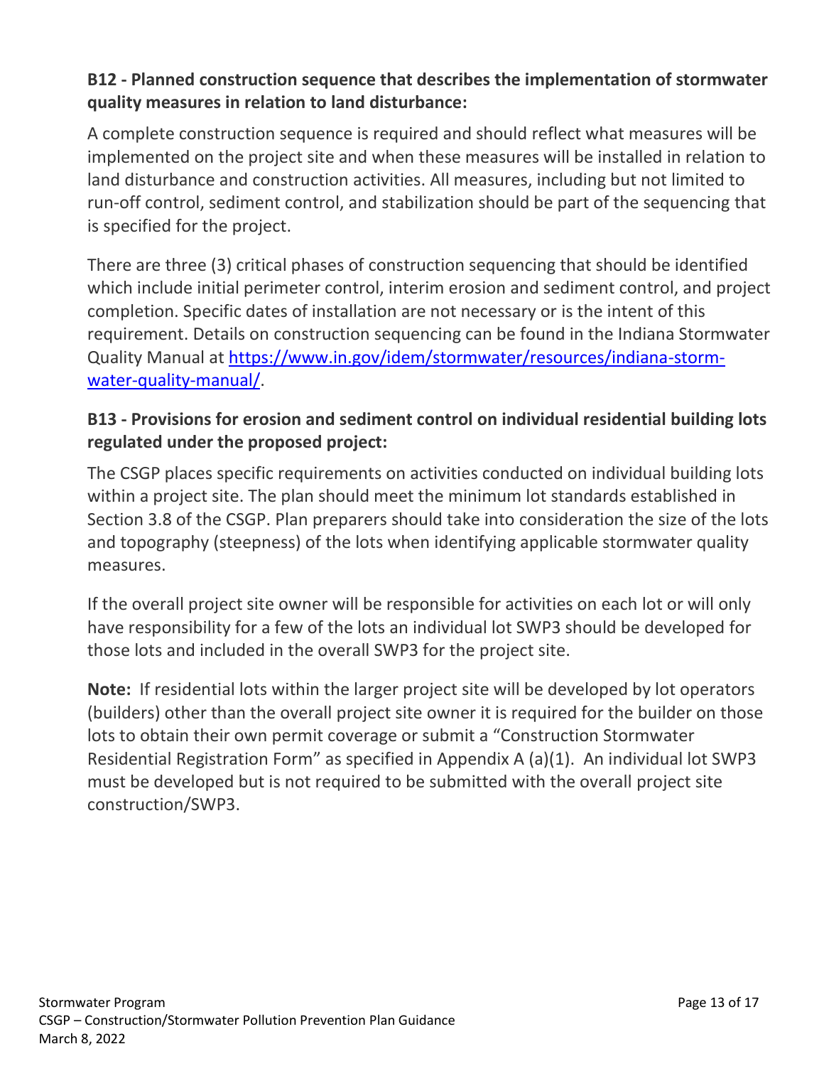**B12 - Planned construction sequence that describes the implementation of stormwater quality measures in relation to land disturbance:**

A complete construction sequence is required and should reflect what measures will be implemented on the project site and when these measures will be installed in relation to land disturbance and construction activities. All measures, including but not limited to run-off control, sediment control, and stabilization should be part of the sequencing that is specified for the project.

There are three (3) critical phases of construction sequencing that should be identified which include initial perimeter control, interim erosion and sediment control, and project completion. Specific dates of installation are not necessary or is the intent of this requirement. Details on construction sequencing can be found in the Indiana Stormwater Quality Manual at [https://www.in.gov/idem/stormwater/resources/indiana-storm-water-quality-manual/](https://www.in.gov/idem/stormwater/resources/indiana-storm-water-quality-manual/).

**B13 - Provisions for erosion and sediment control on individual residential building lots regulated under the proposed project:**

The CSGP places specific requirements on activities conducted on individual building lots within a project site. The plan should meet the minimum lot standards established in Section 3.8 of the CSGP. Plan preparers should take into consideration the size of the lots and topography (steepness) of the lots when identifying applicable stormwater quality measures.

If the overall project site owner will be responsible for activities on each lot or will only have responsibility for a few of the lots an individual lot SWP3 should be developed for those lots and included in the overall SWP3 for the project site.

**Note:** If residential lots within the larger project site will be developed by lot operators (builders) other than the overall project site owner it is required for the builder on those lots to obtain their own permit coverage or submit a "Construction Stormwater Residential Registration Form" as specified in Appendix A (a)(1). An individual lot SWP3 must be developed but is not required to be submitted with the overall project site construction/SWP3.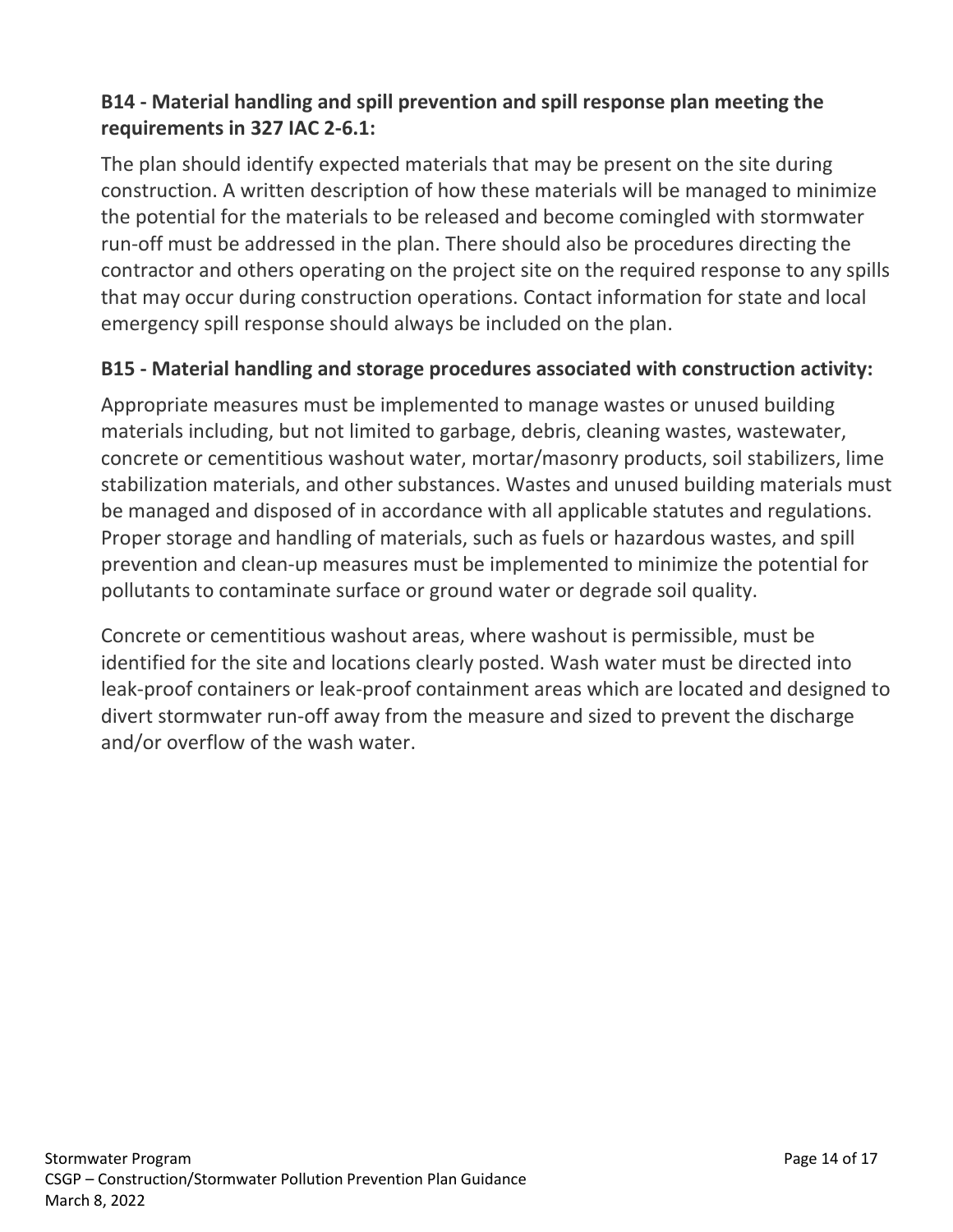### B14 - Material handling and spill prevention and spill response plan meeting the requirements in 327 IAC 2-6.1:

The plan should identify expected materials that may be present on the site during construction. A written description of how these materials will be managed to minimize the potential for the materials to be released and become comingled with stormwater run-off must be addressed in the plan. There should also be procedures directing the contractor and others operating on the project site on the required response to any spills that may occur during construction operations. Contact information for state and local emergency spill response should always be included on the plan.

### B15 - Material handling and storage procedures associated with construction activity:

Appropriate measures must be implemented to manage wastes or unused building materials including, but not limited to garbage, debris, cleaning wastes, wastewater, concrete or cementitious washout water, mortar/masonry products, soil stabilizers, lime stabilization materials, and other substances. Wastes and unused building materials must be managed and disposed of in accordance with all applicable statutes and regulations. Proper storage and handling of materials, such as fuels or hazardous wastes, and spill prevention and clean-up measures must be implemented to minimize the potential for pollutants to contaminate surface or ground water or degrade soil quality.

Concrete or cementitious washout areas, where washout is permissible, must be identified for the site and locations clearly posted. Wash water must be directed into leak-proof containers or leak-proof containment areas which are located and designed to divert stormwater run-off away from the measure and sized to prevent the discharge and/or overflow of the wash water.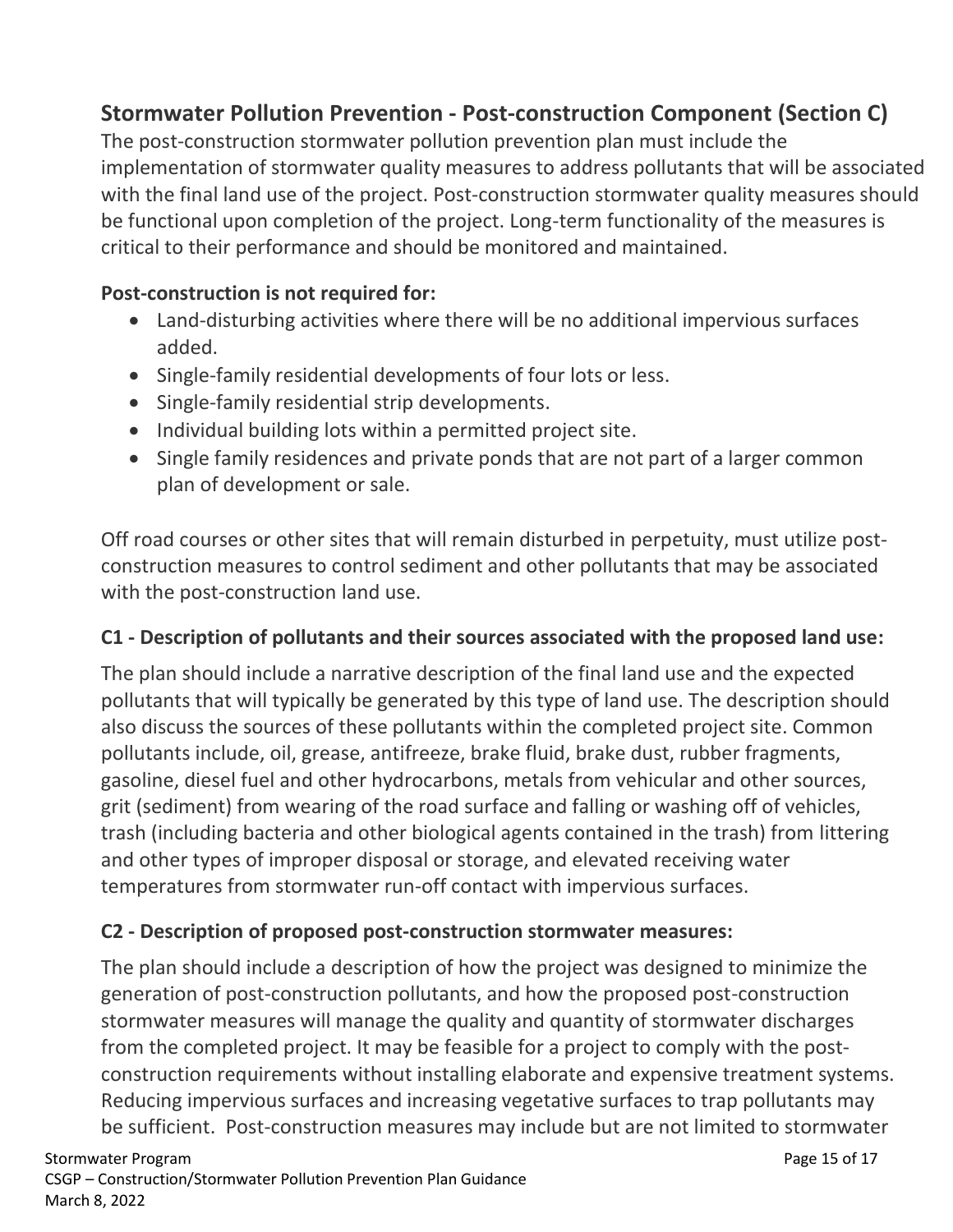## Stormwater Pollution Prevention - Post-construction Component (Section C)

The post-construction stormwater pollution prevention plan must include the implementation of stormwater quality measures to address pollutants that will be associated with the final land use of the project. Post-construction stormwater quality measures should be functional upon completion of the project. Long-term functionality of the measures is critical to their performance and should be monitored and maintained.

**Post-construction is not required for:**

- Land-disturbing activities where there will be no additional impervious surfaces added.
- Single-family residential developments of four lots or less.
- Single-family residential strip developments.
- Individual building lots within a permitted project site.
- Single family residences and private ponds that are not part of a larger common plan of development or sale.

Off road courses or other sites that will remain disturbed in perpetuity, must utilize post-construction measures to control sediment and other pollutants that may be associated with the post-construction land use.

### C1 - Description of pollutants and their sources associated with the proposed land use:

The plan should include a narrative description of the final land use and the expected pollutants that will typically be generated by this type of land use. The description should also discuss the sources of these pollutants within the completed project site. Common pollutants include, oil, grease, antifreeze, brake fluid, brake dust, rubber fragments, gasoline, diesel fuel and other hydrocarbons, metals from vehicular and other sources, grit (sediment) from wearing of the road surface and falling or washing off of vehicles, trash (including bacteria and other biological agents contained in the trash) from littering and other types of improper disposal or storage, and elevated receiving water temperatures from stormwater run-off contact with impervious surfaces.

### C2 - Description of proposed post-construction stormwater measures:

The plan should include a description of how the project was designed to minimize the generation of post-construction pollutants, and how the proposed post-construction stormwater measures will manage the quality and quantity of stormwater discharges from the completed project. It may be feasible for a project to comply with the post-construction requirements without installing elaborate and expensive treatment systems. Reducing impervious surfaces and increasing vegetative surfaces to trap pollutants may be sufficient. Post-construction measures may include but are not limited to stormwater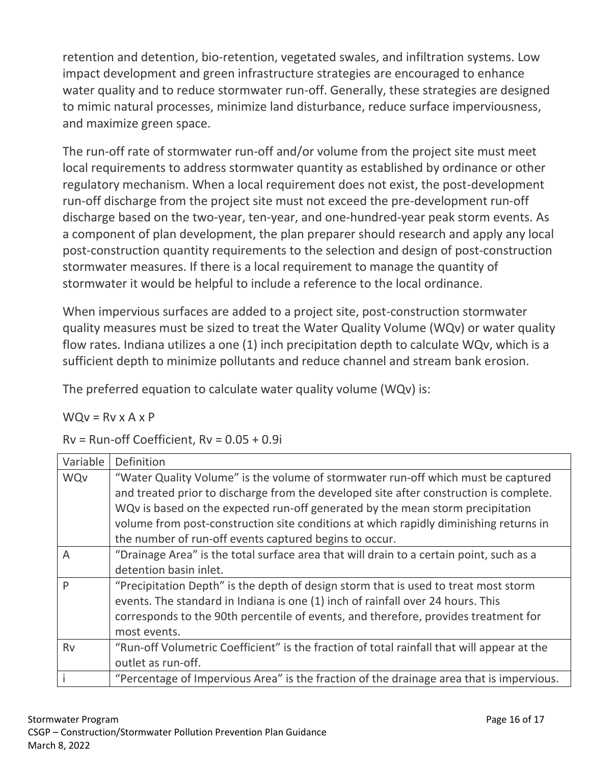retention and detention, bio-retention, vegetated swales, and infiltration systems. Low impact development and green infrastructure strategies are encouraged to enhance water quality and to reduce stormwater run-off. Generally, these strategies are designed to mimic natural processes, minimize land disturbance, reduce surface imperviousness, and maximize green space.

The run-off rate of stormwater run-off and/or volume from the project site must meet local requirements to address stormwater quantity as established by ordinance or other regulatory mechanism. When a local requirement does not exist, the post-development run-off discharge from the project site must not exceed the pre-development run-off discharge based on the two-year, ten-year, and one-hundred-year peak storm events. As a component of plan development, the plan preparer should research and apply any local post-construction quantity requirements to the selection and design of post-construction stormwater measures. If there is a local requirement to manage the quantity of stormwater it would be helpful to include a reference to the local ordinance.

When impervious surfaces are added to a project site, post-construction stormwater quality measures must be sized to treat the Water Quality Volume (WQv) or water quality flow rates. Indiana utilizes a one (1) inch precipitation depth to calculate WQv, which is a sufficient depth to minimize pollutants and reduce channel and stream bank erosion.

The preferred equation to calculate water quality volume (WQv) is:

$$WQv = Rv \times A \times P$$

Rv = Run-off Coefficient, $Rv = 0.05 + 0.9i$

| Variable | Definition |
|---|---|
| WQv | "Water Quality Volume" is the volume of stormwater run-off which must be captured and treated prior to discharge from the developed site after construction is complete. WQv is based on the expected run-off generated by the mean storm precipitation volume from post-construction site conditions at which rapidly diminishing returns in the number of run-off events captured begins to occur. |
| A | "Drainage Area" is the total surface area that will drain to a certain point, such as a detention basin inlet. |
| P | "Precipitation Depth" is the depth of design storm that is used to treat most storm events. The standard in Indiana is one (1) inch of rainfall over 24 hours. This corresponds to the 90th percentile of events, and therefore, provides treatment for most events. |
| Rv | "Run-off Volumetric Coefficient" is the fraction of total rainfall that will appear at the outlet as run-off. |
| i | "Percentage of Impervious Area" is the fraction of the drainage area that is impervious. |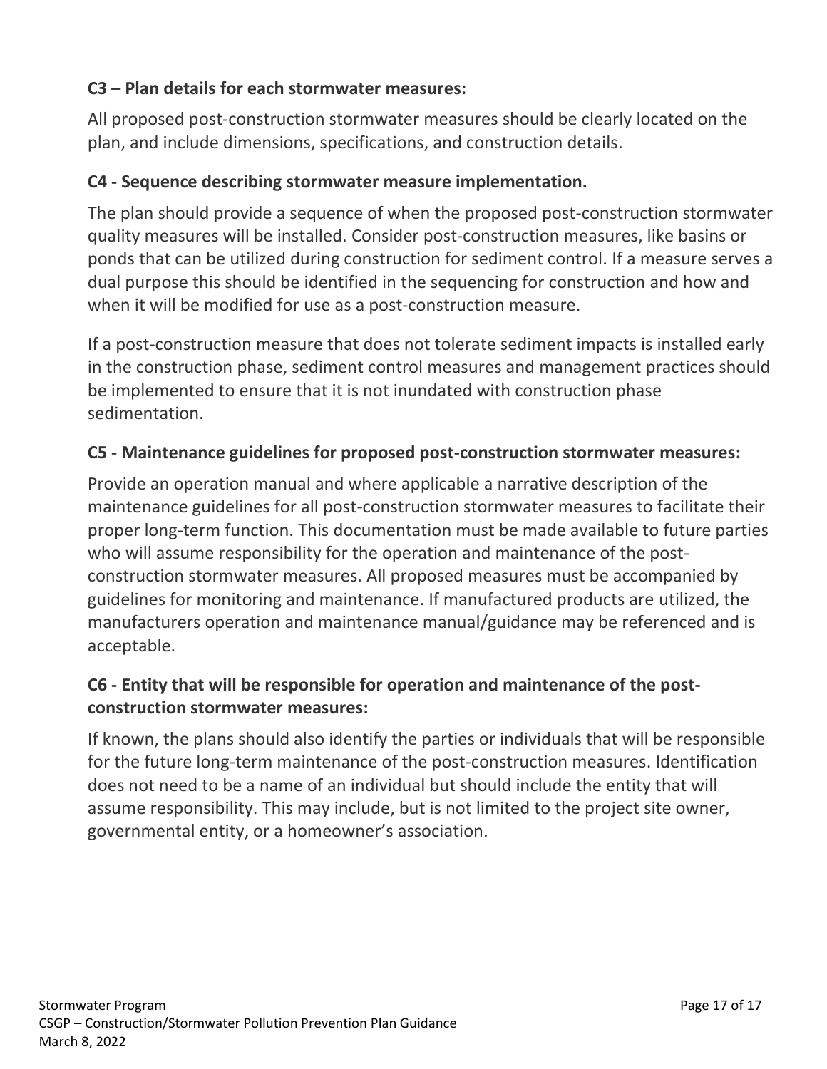### C3 – Plan details for each stormwater measures:

All proposed post-construction stormwater measures should be clearly located on the plan, and include dimensions, specifications, and construction details.

### C4 - Sequence describing stormwater measure implementation.

The plan should provide a sequence of when the proposed post-construction stormwater quality measures will be installed. Consider post-construction measures, like basins or ponds that can be utilized during construction for sediment control. If a measure serves a dual purpose this should be identified in the sequencing for construction and how and when it will be modified for use as a post-construction measure.

If a post-construction measure that does not tolerate sediment impacts is installed early in the construction phase, sediment control measures and management practices should be implemented to ensure that it is not inundated with construction phase sedimentation.

### C5 - Maintenance guidelines for proposed post-construction stormwater measures:

Provide an operation manual and where applicable a narrative description of the maintenance guidelines for all post-construction stormwater measures to facilitate their proper long-term function. This documentation must be made available to future parties who will assume responsibility for the operation and maintenance of the post-construction stormwater measures. All proposed measures must be accompanied by guidelines for monitoring and maintenance. If manufactured products are utilized, the manufacturers operation and maintenance manual/guidance may be referenced and is acceptable.

### C6 - Entity that will be responsible for operation and maintenance of the post-construction stormwater measures:

If known, the plans should also identify the parties or individuals that will be responsible for the future long-term maintenance of the post-construction measures. Identification does not need to be a name of an individual but should include the entity that will assume responsibility. This may include, but is not limited to the project site owner, governmental entity, or a homeowner's association.